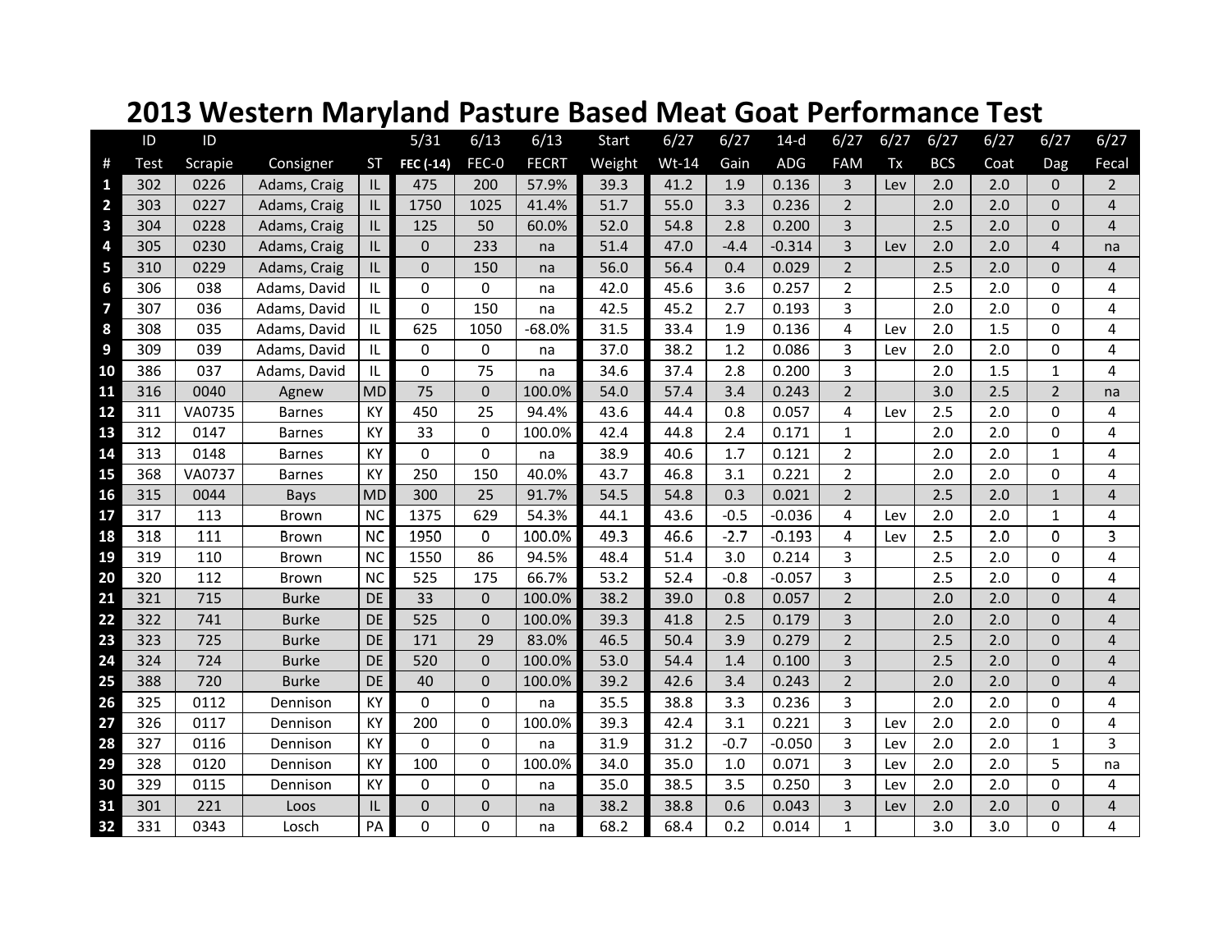# 2013 Western Maryland Pasture Based Meat Goat Performance Test

| | ID | ID | | | 5/31 | 6/13 | 6/13 | Start | 6/27 | 6/27 | 14-d | 6/27 | 6/27 | 6/27 | 6/27 | 6/27 | 6/27 |
|---|---|---|---|---|---|---|---|---|---|---|---|---|---|---|---|---|---|
| # | Test | Scrapie | Consigner | ST | FEC (-14) | FEC-0 | FECRT | Weight | Wt-14 | Gain | ADG | FAM | Tx | BCS | Coat | Dag | Fecal |
| 1 | 302 | 0226 | Adams, Craig | IL | 475 | 200 | 57.9% | 39.3 | 41.2 | 1.9 | 0.136 | 3 | Lev | 2.0 | 2.0 | 0 | 2 |
| 2 | 303 | 0227 | Adams, Craig | IL | 1750 | 1025 | 41.4% | 51.7 | 55.0 | 3.3 | 0.236 | 2 | | 2.0 | 2.0 | 0 | 4 |
| 3 | 304 | 0228 | Adams, Craig | IL | 125 | 50 | 60.0% | 52.0 | 54.8 | 2.8 | 0.200 | 3 | | 2.5 | 2.0 | 0 | 4 |
| 4 | 305 | 0230 | Adams, Craig | IL | 0 | 233 | na | 51.4 | 47.0 | -4.4 | -0.314 | 3 | Lev | 2.0 | 2.0 | 4 | na |
| 5 | 310 | 0229 | Adams, Craig | IL | 0 | 150 | na | 56.0 | 56.4 | 0.4 | 0.029 | 2 | | 2.5 | 2.0 | 0 | 4 |
| 6 | 306 | 038 | Adams, David | IL | 0 | 0 | na | 42.0 | 45.6 | 3.6 | 0.257 | 2 | | 2.5 | 2.0 | 0 | 4 |
| 7 | 307 | 036 | Adams, David | IL | 0 | 150 | na | 42.5 | 45.2 | 2.7 | 0.193 | 3 | | 2.0 | 2.0 | 0 | 4 |
| 8 | 308 | 035 | Adams, David | IL | 625 | 1050 | -68.0% | 31.5 | 33.4 | 1.9 | 0.136 | 4 | Lev | 2.0 | 1.5 | 0 | 4 |
| 9 | 309 | 039 | Adams, David | IL | 0 | 0 | na | 37.0 | 38.2 | 1.2 | 0.086 | 3 | Lev | 2.0 | 2.0 | 0 | 4 |
| 10 | 386 | 037 | Adams, David | IL | 0 | 75 | na | 34.6 | 37.4 | 2.8 | 0.200 | 3 | | 2.0 | 1.5 | 1 | 4 |
| 11 | 316 | 0040 | Agnew | MD | 75 | 0 | 100.0% | 54.0 | 57.4 | 3.4 | 0.243 | 2 | | 3.0 | 2.5 | 2 | na |
| 12 | 311 | VA0735 | Barnes | KY | 450 | 25 | 94.4% | 43.6 | 44.4 | 0.8 | 0.057 | 4 | Lev | 2.5 | 2.0 | 0 | 4 |
| 13 | 312 | 0147 | Barnes | KY | 33 | 0 | 100.0% | 42.4 | 44.8 | 2.4 | 0.171 | 1 | | 2.0 | 2.0 | 0 | 4 |
| 14 | 313 | 0148 | Barnes | KY | 0 | 0 | na | 38.9 | 40.6 | 1.7 | 0.121 | 2 | | 2.0 | 2.0 | 1 | 4 |
| 15 | 368 | VA0737 | Barnes | KY | 250 | 150 | 40.0% | 43.7 | 46.8 | 3.1 | 0.221 | 2 | | 2.0 | 2.0 | 0 | 4 |
| 16 | 315 | 0044 | Bays | MD | 300 | 25 | 91.7% | 54.5 | 54.8 | 0.3 | 0.021 | 2 | | 2.5 | 2.0 | 1 | 4 |
| 17 | 317 | 113 | Brown | NC | 1375 | 629 | 54.3% | 44.1 | 43.6 | -0.5 | -0.036 | 4 | Lev | 2.0 | 2.0 | 1 | 4 |
| 18 | 318 | 111 | Brown | NC | 1950 | 0 | 100.0% | 49.3 | 46.6 | -2.7 | -0.193 | 4 | Lev | 2.5 | 2.0 | 0 | 3 |
| 19 | 319 | 110 | Brown | NC | 1550 | 86 | 94.5% | 48.4 | 51.4 | 3.0 | 0.214 | 3 | | 2.5 | 2.0 | 0 | 4 |
| 20 | 320 | 112 | Brown | NC | 525 | 175 | 66.7% | 53.2 | 52.4 | -0.8 | -0.057 | 3 | | 2.5 | 2.0 | 0 | 4 |
| 21 | 321 | 715 | Burke | DE | 33 | 0 | 100.0% | 38.2 | 39.0 | 0.8 | 0.057 | 2 | | 2.0 | 2.0 | 0 | 4 |
| 22 | 322 | 741 | Burke | DE | 525 | 0 | 100.0% | 39.3 | 41.8 | 2.5 | 0.179 | 3 | | 2.0 | 2.0 | 0 | 4 |
| 23 | 323 | 725 | Burke | DE | 171 | 29 | 83.0% | 46.5 | 50.4 | 3.9 | 0.279 | 2 | | 2.5 | 2.0 | 0 | 4 |
| 24 | 324 | 724 | Burke | DE | 520 | 0 | 100.0% | 53.0 | 54.4 | 1.4 | 0.100 | 3 | | 2.5 | 2.0 | 0 | 4 |
| 25 | 388 | 720 | Burke | DE | 40 | 0 | 100.0% | 39.2 | 42.6 | 3.4 | 0.243 | 2 | | 2.0 | 2.0 | 0 | 4 |
| 26 | 325 | 0112 | Dennison | KY | 0 | 0 | na | 35.5 | 38.8 | 3.3 | 0.236 | 3 | | 2.0 | 2.0 | 0 | 4 |
| 27 | 326 | 0117 | Dennison | KY | 200 | 0 | 100.0% | 39.3 | 42.4 | 3.1 | 0.221 | 3 | Lev | 2.0 | 2.0 | 0 | 4 |
| 28 | 327 | 0116 | Dennison | KY | 0 | 0 | na | 31.9 | 31.2 | -0.7 | -0.050 | 3 | Lev | 2.0 | 2.0 | 1 | 3 |
| 29 | 328 | 0120 | Dennison | KY | 100 | 0 | 100.0% | 34.0 | 35.0 | 1.0 | 0.071 | 3 | Lev | 2.0 | 2.0 | 5 | na |
| 30 | 329 | 0115 | Dennison | KY | 0 | 0 | na | 35.0 | 38.5 | 3.5 | 0.250 | 3 | Lev | 2.0 | 2.0 | 0 | 4 |
| 31 | 301 | 221 | Loos | IL | 0 | 0 | na | 38.2 | 38.8 | 0.6 | 0.043 | 3 | Lev | 2.0 | 2.0 | 0 | 4 |
| 32 | 331 | 0343 | Losch | PA | 0 | 0 | na | 68.2 | 68.4 | 0.2 | 0.014 | 1 | | 3.0 | 3.0 | 0 | 4 |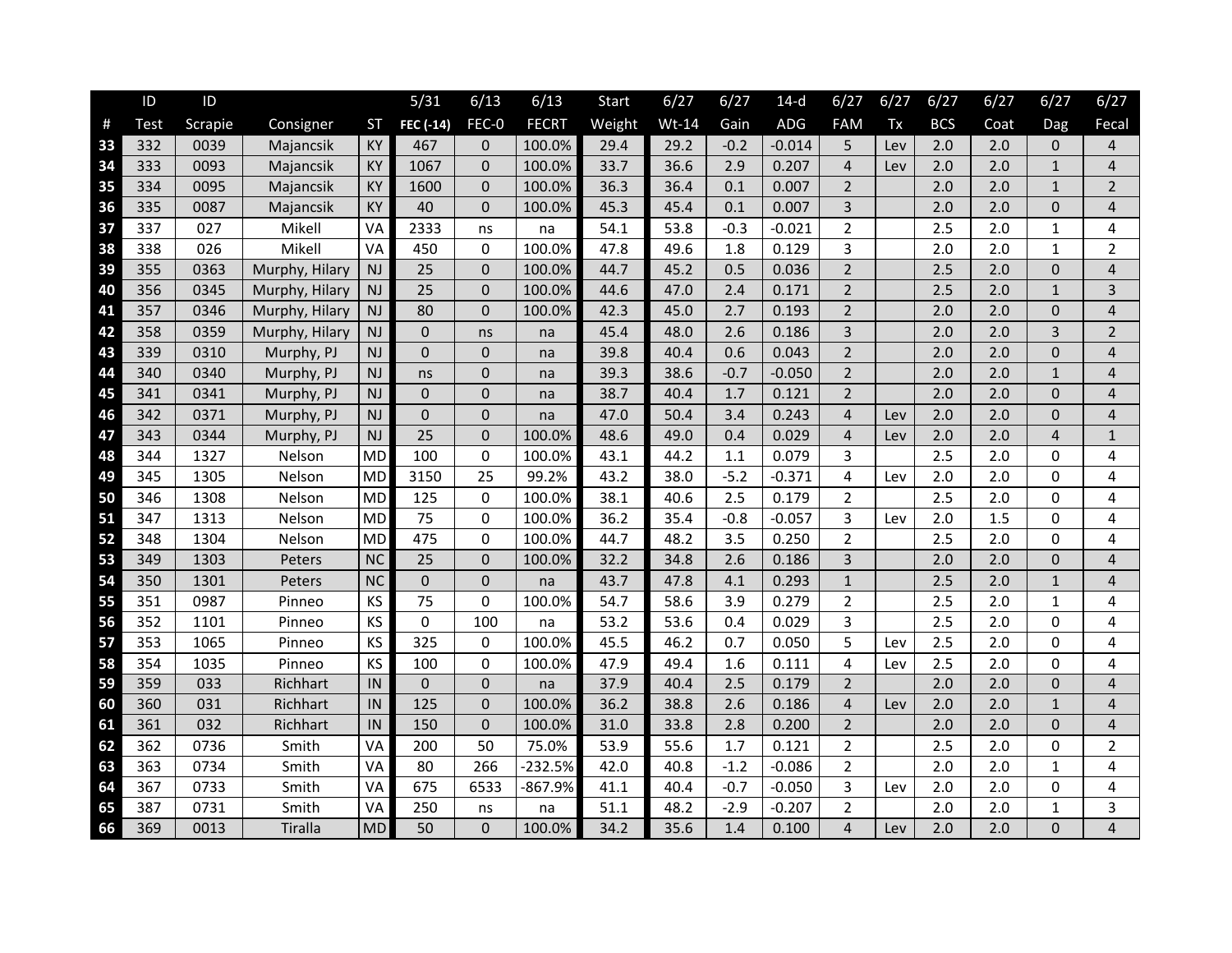| # | ID Test | ID Scrapie | Consigner | ST | 5/31 FEC (-14) | 6/13 FEC-0 | 6/13 FECRT | Start Weight | 6/27 Wt-14 | 6/27 Gain | 14-d ADG | 6/27 FAM | 6/27 Tx | 6/27 BCS | 6/27 Coat | 6/27 Dag | 6/27 Fecal |
|---|---|---|---|---|---|---|---|---|---|---|---|---|---|---|---|---|---|
| 33 | 332 | 0039 | Majancsik | KY | 467 | 0 | 100.0% | 29.4 | 29.2 | -0.2 | -0.014 | 5 | Lev | 2.0 | 2.0 | 0 | 4 |
| 34 | 333 | 0093 | Majancsik | KY | 1067 | 0 | 100.0% | 33.7 | 36.6 | 2.9 | 0.207 | 4 | Lev | 2.0 | 2.0 | 1 | 4 |
| 35 | 334 | 0095 | Majancsik | KY | 1600 | 0 | 100.0% | 36.3 | 36.4 | 0.1 | 0.007 | 2 | | 2.0 | 2.0 | 1 | 2 |
| 36 | 335 | 0087 | Majancsik | KY | 40 | 0 | 100.0% | 45.3 | 45.4 | 0.1 | 0.007 | 3 | | 2.0 | 2.0 | 0 | 4 |
| 37 | 337 | 027 | Mikell | VA | 2333 | ns | na | 54.1 | 53.8 | -0.3 | -0.021 | 2 | | 2.5 | 2.0 | 1 | 4 |
| 38 | 338 | 026 | Mikell | VA | 450 | 0 | 100.0% | 47.8 | 49.6 | 1.8 | 0.129 | 3 | | 2.0 | 2.0 | 1 | 2 |
| 39 | 355 | 0363 | Murphy, Hilary | NJ | 25 | 0 | 100.0% | 44.7 | 45.2 | 0.5 | 0.036 | 2 | | 2.5 | 2.0 | 0 | 4 |
| 40 | 356 | 0345 | Murphy, Hilary | NJ | 25 | 0 | 100.0% | 44.6 | 47.0 | 2.4 | 0.171 | 2 | | 2.5 | 2.0 | 1 | 3 |
| 41 | 357 | 0346 | Murphy, Hilary | NJ | 80 | 0 | 100.0% | 42.3 | 45.0 | 2.7 | 0.193 | 2 | | 2.0 | 2.0 | 0 | 4 |
| 42 | 358 | 0359 | Murphy, Hilary | NJ | 0 | ns | na | 45.4 | 48.0 | 2.6 | 0.186 | 3 | | 2.0 | 2.0 | 3 | 2 |
| 43 | 339 | 0310 | Murphy, PJ | NJ | 0 | 0 | na | 39.8 | 40.4 | 0.6 | 0.043 | 2 | | 2.0 | 2.0 | 0 | 4 |
| 44 | 340 | 0340 | Murphy, PJ | NJ | ns | 0 | na | 39.3 | 38.6 | -0.7 | -0.050 | 2 | | 2.0 | 2.0 | 1 | 4 |
| 45 | 341 | 0341 | Murphy, PJ | NJ | 0 | 0 | na | 38.7 | 40.4 | 1.7 | 0.121 | 2 | | 2.0 | 2.0 | 0 | 4 |
| 46 | 342 | 0371 | Murphy, PJ | NJ | 0 | 0 | na | 47.0 | 50.4 | 3.4 | 0.243 | 4 | Lev | 2.0 | 2.0 | 0 | 4 |
| 47 | 343 | 0344 | Murphy, PJ | NJ | 25 | 0 | 100.0% | 48.6 | 49.0 | 0.4 | 0.029 | 4 | Lev | 2.0 | 2.0 | 4 | 1 |
| 48 | 344 | 1327 | Nelson | MD | 100 | 0 | 100.0% | 43.1 | 44.2 | 1.1 | 0.079 | 3 | | 2.5 | 2.0 | 0 | 4 |
| 49 | 345 | 1305 | Nelson | MD | 3150 | 25 | 99.2% | 43.2 | 38.0 | -5.2 | -0.371 | 4 | Lev | 2.0 | 2.0 | 0 | 4 |
| 50 | 346 | 1308 | Nelson | MD | 125 | 0 | 100.0% | 38.1 | 40.6 | 2.5 | 0.179 | 2 | | 2.5 | 2.0 | 0 | 4 |
| 51 | 347 | 1313 | Nelson | MD | 75 | 0 | 100.0% | 36.2 | 35.4 | -0.8 | -0.057 | 3 | Lev | 2.0 | 1.5 | 0 | 4 |
| 52 | 348 | 1304 | Nelson | MD | 475 | 0 | 100.0% | 44.7 | 48.2 | 3.5 | 0.250 | 2 | | 2.5 | 2.0 | 0 | 4 |
| 53 | 349 | 1303 | Peters | NC | 25 | 0 | 100.0% | 32.2 | 34.8 | 2.6 | 0.186 | 3 | | 2.0 | 2.0 | 0 | 4 |
| 54 | 350 | 1301 | Peters | NC | 0 | 0 | na | 43.7 | 47.8 | 4.1 | 0.293 | 1 | | 2.5 | 2.0 | 1 | 4 |
| 55 | 351 | 0987 | Pinneo | KS | 75 | 0 | 100.0% | 54.7 | 58.6 | 3.9 | 0.279 | 2 | | 2.5 | 2.0 | 1 | 4 |
| 56 | 352 | 1101 | Pinneo | KS | 0 | 100 | na | 53.2 | 53.6 | 0.4 | 0.029 | 3 | | 2.5 | 2.0 | 0 | 4 |
| 57 | 353 | 1065 | Pinneo | KS | 325 | 0 | 100.0% | 45.5 | 46.2 | 0.7 | 0.050 | 5 | Lev | 2.5 | 2.0 | 0 | 4 |
| 58 | 354 | 1035 | Pinneo | KS | 100 | 0 | 100.0% | 47.9 | 49.4 | 1.6 | 0.111 | 4 | Lev | 2.5 | 2.0 | 0 | 4 |
| 59 | 359 | 033 | Richhart | IN | 0 | 0 | na | 37.9 | 40.4 | 2.5 | 0.179 | 2 | | 2.0 | 2.0 | 0 | 4 |
| 60 | 360 | 031 | Richhart | IN | 125 | 0 | 100.0% | 36.2 | 38.8 | 2.6 | 0.186 | 4 | Lev | 2.0 | 2.0 | 1 | 4 |
| 61 | 361 | 032 | Richhart | IN | 150 | 0 | 100.0% | 31.0 | 33.8 | 2.8 | 0.200 | 2 | | 2.0 | 2.0 | 0 | 4 |
| 62 | 362 | 0736 | Smith | VA | 200 | 50 | 75.0% | 53.9 | 55.6 | 1.7 | 0.121 | 2 | | 2.5 | 2.0 | 0 | 2 |
| 63 | 363 | 0734 | Smith | VA | 80 | 266 | -232.5% | 42.0 | 40.8 | -1.2 | -0.086 | 2 | | 2.0 | 2.0 | 1 | 4 |
| 64 | 367 | 0733 | Smith | VA | 675 | 6533 | -867.9% | 41.1 | 40.4 | -0.7 | -0.050 | 3 | Lev | 2.0 | 2.0 | 0 | 4 |
| 65 | 387 | 0731 | Smith | VA | 250 | ns | na | 51.1 | 48.2 | -2.9 | -0.207 | 2 | | 2.0 | 2.0 | 1 | 3 |
| 66 | 369 | 0013 | Tiralla | MD | 50 | 0 | 100.0% | 34.2 | 35.6 | 1.4 | 0.100 | 4 | Lev | 2.0 | 2.0 | 0 | 4 |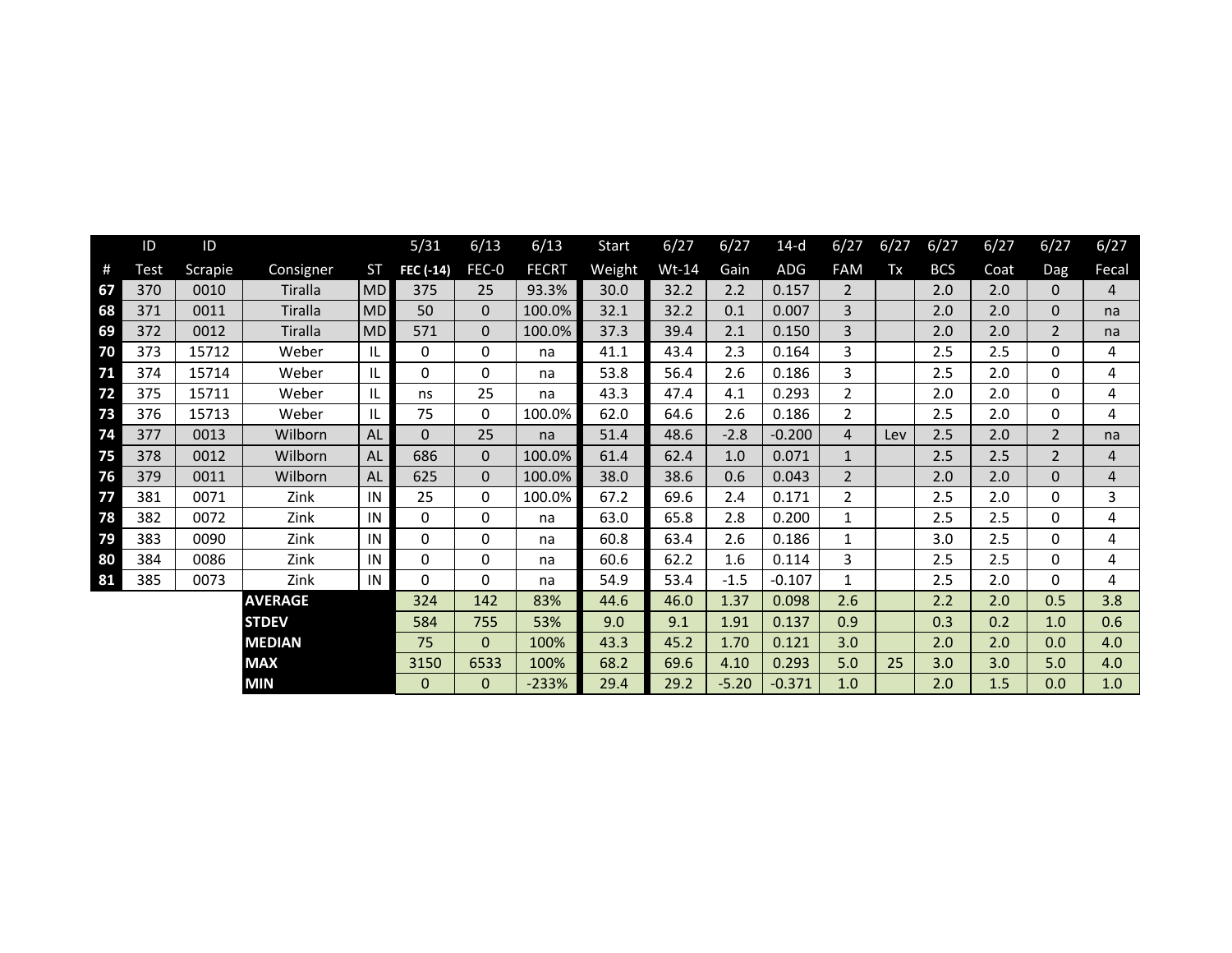| | ID | ID | | | 5/31 | 6/13 | 6/13 | Start | 6/27 | 6/27 | 14-d | 6/27 | 6/27 | 6/27 | 6/27 | 6/27 | 6/27 |
|---|---|---|---|---|---|---|---|---|---|---|---|---|---|---|---|---|---|
| # | Test | Scrapie | Consigner | ST | FEC (-14) | FEC-0 | FECRT | Weight | Wt-14 | Gain | ADG | FAM | Tx | BCS | Coat | Dag | Fecal |
| 67 | 370 | 0010 | Tiralla | MD | 375 | 25 | 93.3% | 30.0 | 32.2 | 2.2 | 0.157 | 2 | | 2.0 | 2.0 | 0 | 4 |
| 68 | 371 | 0011 | Tiralla | MD | 50 | 0 | 100.0% | 32.1 | 32.2 | 0.1 | 0.007 | 3 | | 2.0 | 2.0 | 0 | na |
| 69 | 372 | 0012 | Tiralla | MD | 571 | 0 | 100.0% | 37.3 | 39.4 | 2.1 | 0.150 | 3 | | 2.0 | 2.0 | 2 | na |
| 70 | 373 | 15712 | Weber | IL | 0 | 0 | na | 41.1 | 43.4 | 2.3 | 0.164 | 3 | | 2.5 | 2.5 | 0 | 4 |
| 71 | 374 | 15714 | Weber | IL | 0 | 0 | na | 53.8 | 56.4 | 2.6 | 0.186 | 3 | | 2.5 | 2.0 | 0 | 4 |
| 72 | 375 | 15711 | Weber | IL | ns | 25 | na | 43.3 | 47.4 | 4.1 | 0.293 | 2 | | 2.0 | 2.0 | 0 | 4 |
| 73 | 376 | 15713 | Weber | IL | 75 | 0 | 100.0% | 62.0 | 64.6 | 2.6 | 0.186 | 2 | | 2.5 | 2.0 | 0 | 4 |
| 74 | 377 | 0013 | Wilborn | AL | 0 | 25 | na | 51.4 | 48.6 | -2.8 | -0.200 | 4 | Lev | 2.5 | 2.0 | 2 | na |
| 75 | 378 | 0012 | Wilborn | AL | 686 | 0 | 100.0% | 61.4 | 62.4 | 1.0 | 0.071 | 1 | | 2.5 | 2.5 | 2 | 4 |
| 76 | 379 | 0011 | Wilborn | AL | 625 | 0 | 100.0% | 38.0 | 38.6 | 0.6 | 0.043 | 2 | | 2.0 | 2.0 | 0 | 4 |
| 77 | 381 | 0071 | Zink | IN | 25 | 0 | 100.0% | 67.2 | 69.6 | 2.4 | 0.171 | 2 | | 2.5 | 2.0 | 0 | 3 |
| 78 | 382 | 0072 | Zink | IN | 0 | 0 | na | 63.0 | 65.8 | 2.8 | 0.200 | 1 | | 2.5 | 2.5 | 0 | 4 |
| 79 | 383 | 0090 | Zink | IN | 0 | 0 | na | 60.8 | 63.4 | 2.6 | 0.186 | 1 | | 3.0 | 2.5 | 0 | 4 |
| 80 | 384 | 0086 | Zink | IN | 0 | 0 | na | 60.6 | 62.2 | 1.6 | 0.114 | 3 | | 2.5 | 2.5 | 0 | 4 |
| 81 | 385 | 0073 | Zink | IN | 0 | 0 | na | 54.9 | 53.4 | -1.5 | -0.107 | 1 | | 2.5 | 2.0 | 0 | 4 |
| | | | **AVERAGE** | | 324 | 142 | 83% | 44.6 | 46.0 | 1.37 | 0.098 | 2.6 | | 2.2 | 2.0 | 0.5 | 3.8 |
| | | | **STDEV** | | 584 | 755 | 53% | 9.0 | 9.1 | 1.91 | 0.137 | 0.9 | | 0.3 | 0.2 | 1.0 | 0.6 |
| | | | **MEDIAN** | | 75 | 0 | 100% | 43.3 | 45.2 | 1.70 | 0.121 | 3.0 | | 2.0 | 2.0 | 0.0 | 4.0 |
| | | | **MAX** | | 3150 | 6533 | 100% | 68.2 | 69.6 | 4.10 | 0.293 | 5.0 | 25 | 3.0 | 3.0 | 5.0 | 4.0 |
| | | | **MIN** | | 0 | 0 | -233% | 29.4 | 29.2 | -5.20 | -0.371 | 1.0 | | 2.0 | 1.5 | 0.0 | 1.0 |